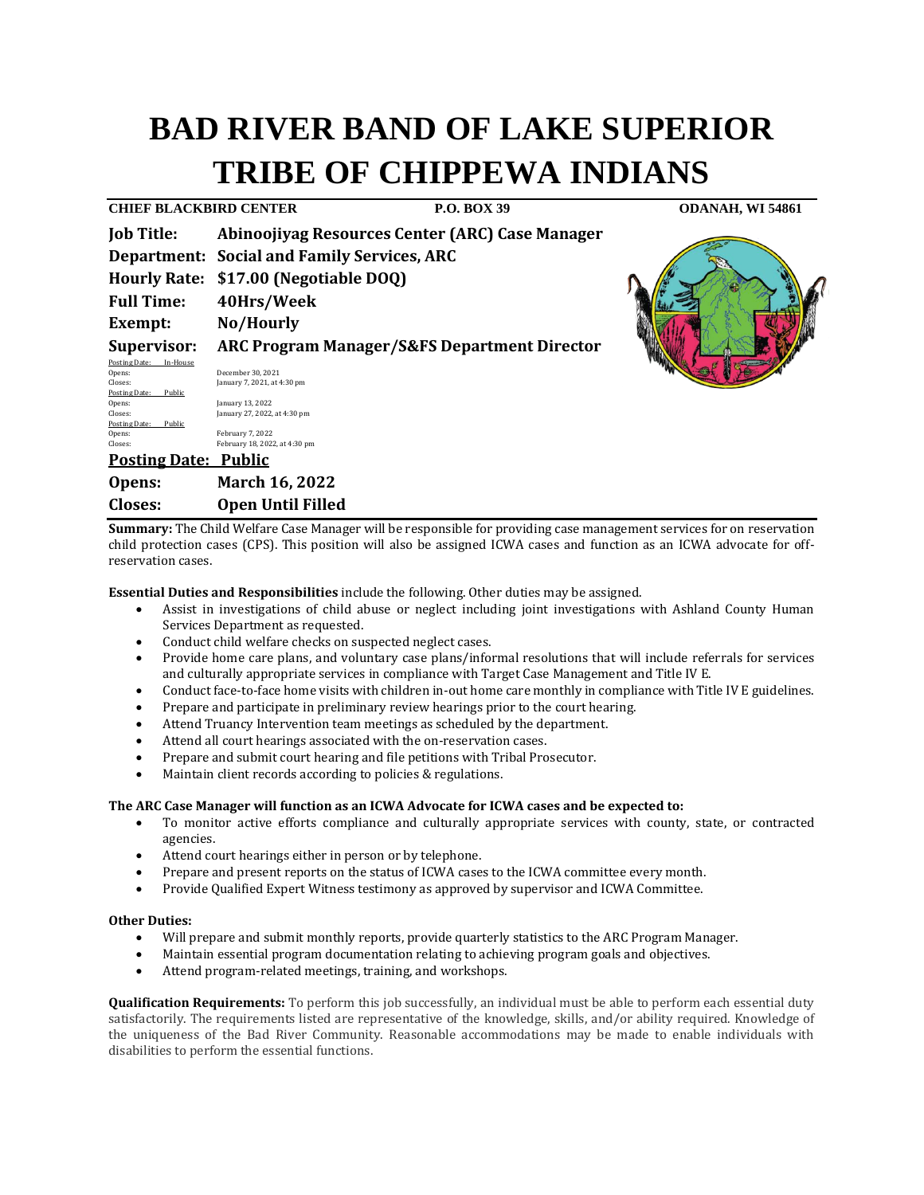# BAD RIVER BAND OF LAKE SUPERIOR TRIBE OF CHIPPEWA INDIANS

**CHIEF BLACKBIRD CENTER** **P.O. BOX 39** **ODANAH, WI 54861**

**Job Title:** Abinoojiyag Resources Center (ARC) Case Manager
**Department:** Social and Family Services, ARC
**Hourly Rate:** $17.00 (Negotiable DOQ)
**Full Time:** 40Hrs/Week
**Exempt:** No/Hourly
**Supervisor:** ARC Program Manager/S&FS Department Director

Posting Date: In-House
Opens: December 30, 2021
Closes: January 7, 2021, at 4:30 pm
Posting Date: Public
Opens: January 13, 2022
Closes: January 27, 2022, at 4:30 pm
Posting Date: Public
Opens: February 7, 2022
Closes: February 18, 2022, at 4:30 pm

**Posting Date: Public**
**Opens:** March 16, 2022
**Closes:** Open Until Filled

**Summary:** The Child Welfare Case Manager will be responsible for providing case management services for on reservation child protection cases (CPS). This position will also be assigned ICWA cases and function as an ICWA advocate for off-reservation cases.

**Essential Duties and Responsibilities** include the following. Other duties may be assigned.

- Assist in investigations of child abuse or neglect including joint investigations with Ashland County Human Services Department as requested.
- Conduct child welfare checks on suspected neglect cases.
- Provide home care plans, and voluntary case plans/informal resolutions that will include referrals for services and culturally appropriate services in compliance with Target Case Management and Title IV E.
- Conduct face-to-face home visits with children in-out home care monthly in compliance with Title IV E guidelines.
- Prepare and participate in preliminary review hearings prior to the court hearing.
- Attend Truancy Intervention team meetings as scheduled by the department.
- Attend all court hearings associated with the on-reservation cases.
- Prepare and submit court hearing and file petitions with Tribal Prosecutor.
- Maintain client records according to policies & regulations.

**The ARC Case Manager will function as an ICWA Advocate for ICWA cases and be expected to:**

- To monitor active efforts compliance and culturally appropriate services with county, state, or contracted agencies.
- Attend court hearings either in person or by telephone.
- Prepare and present reports on the status of ICWA cases to the ICWA committee every month.
- Provide Qualified Expert Witness testimony as approved by supervisor and ICWA Committee.

**Other Duties:**

- Will prepare and submit monthly reports, provide quarterly statistics to the ARC Program Manager.
- Maintain essential program documentation relating to achieving program goals and objectives.
- Attend program-related meetings, training, and workshops.

**Qualification Requirements:** To perform this job successfully, an individual must be able to perform each essential duty satisfactorily. The requirements listed are representative of the knowledge, skills, and/or ability required. Knowledge of the uniqueness of the Bad River Community. Reasonable accommodations may be made to enable individuals with disabilities to perform the essential functions.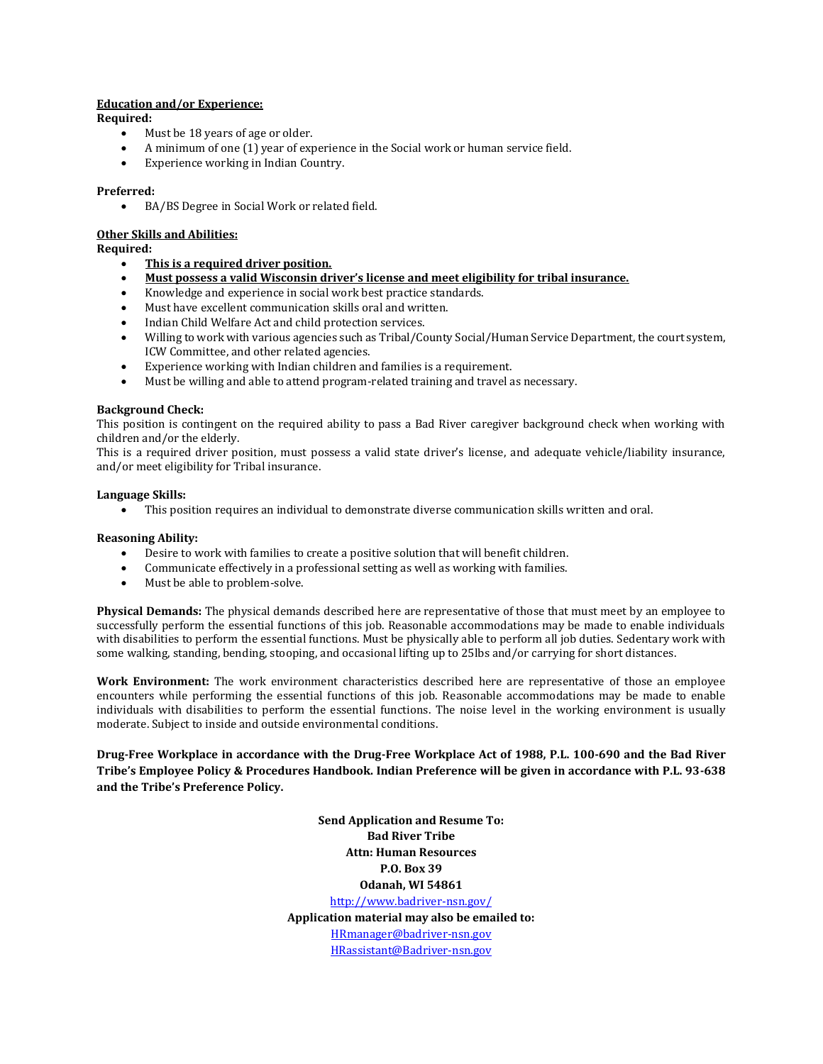**Education and/or Experience:**

**Required:**

- Must be 18 years of age or older.
- A minimum of one (1) year of experience in the Social work or human service field.
- Experience working in Indian Country.

**Preferred:**

- BA/BS Degree in Social Work or related field.

**Other Skills and Abilities:**

**Required:**

- **This is a required driver position.**
- **Must possess a valid Wisconsin driver's license and meet eligibility for tribal insurance.**
- Knowledge and experience in social work best practice standards.
- Must have excellent communication skills oral and written.
- Indian Child Welfare Act and child protection services.
- Willing to work with various agencies such as Tribal/County Social/Human Service Department, the court system, ICW Committee, and other related agencies.
- Experience working with Indian children and families is a requirement.
- Must be willing and able to attend program-related training and travel as necessary.

**Background Check:**

This position is contingent on the required ability to pass a Bad River caregiver background check when working with children and/or the elderly.

This is a required driver position, must possess a valid state driver's license, and adequate vehicle/liability insurance, and/or meet eligibility for Tribal insurance.

**Language Skills:**

- This position requires an individual to demonstrate diverse communication skills written and oral.

**Reasoning Ability:**

- Desire to work with families to create a positive solution that will benefit children.
- Communicate effectively in a professional setting as well as working with families.
- Must be able to problem-solve.

**Physical Demands:** The physical demands described here are representative of those that must meet by an employee to successfully perform the essential functions of this job. Reasonable accommodations may be made to enable individuals with disabilities to perform the essential functions. Must be physically able to perform all job duties. Sedentary work with some walking, standing, bending, stooping, and occasional lifting up to 25lbs and/or carrying for short distances.

**Work Environment:** The work environment characteristics described here are representative of those an employee encounters while performing the essential functions of this job. Reasonable accommodations may be made to enable individuals with disabilities to perform the essential functions. The noise level in the working environment is usually moderate. Subject to inside and outside environmental conditions.

**Drug-Free Workplace in accordance with the Drug-Free Workplace Act of 1988, P.L. 100-690 and the Bad River Tribe's Employee Policy & Procedures Handbook. Indian Preference will be given in accordance with P.L. 93-638 and the Tribe's Preference Policy.**

**Send Application and Resume To:**
**Bad River Tribe**
**Attn: Human Resources**
**P.O. Box 39**
**Odanah, WI 54861**
http://www.badriver-nsn.gov/
**Application material may also be emailed to:**
HRmanager@badriver-nsn.gov
HRassistant@Badriver-nsn.gov